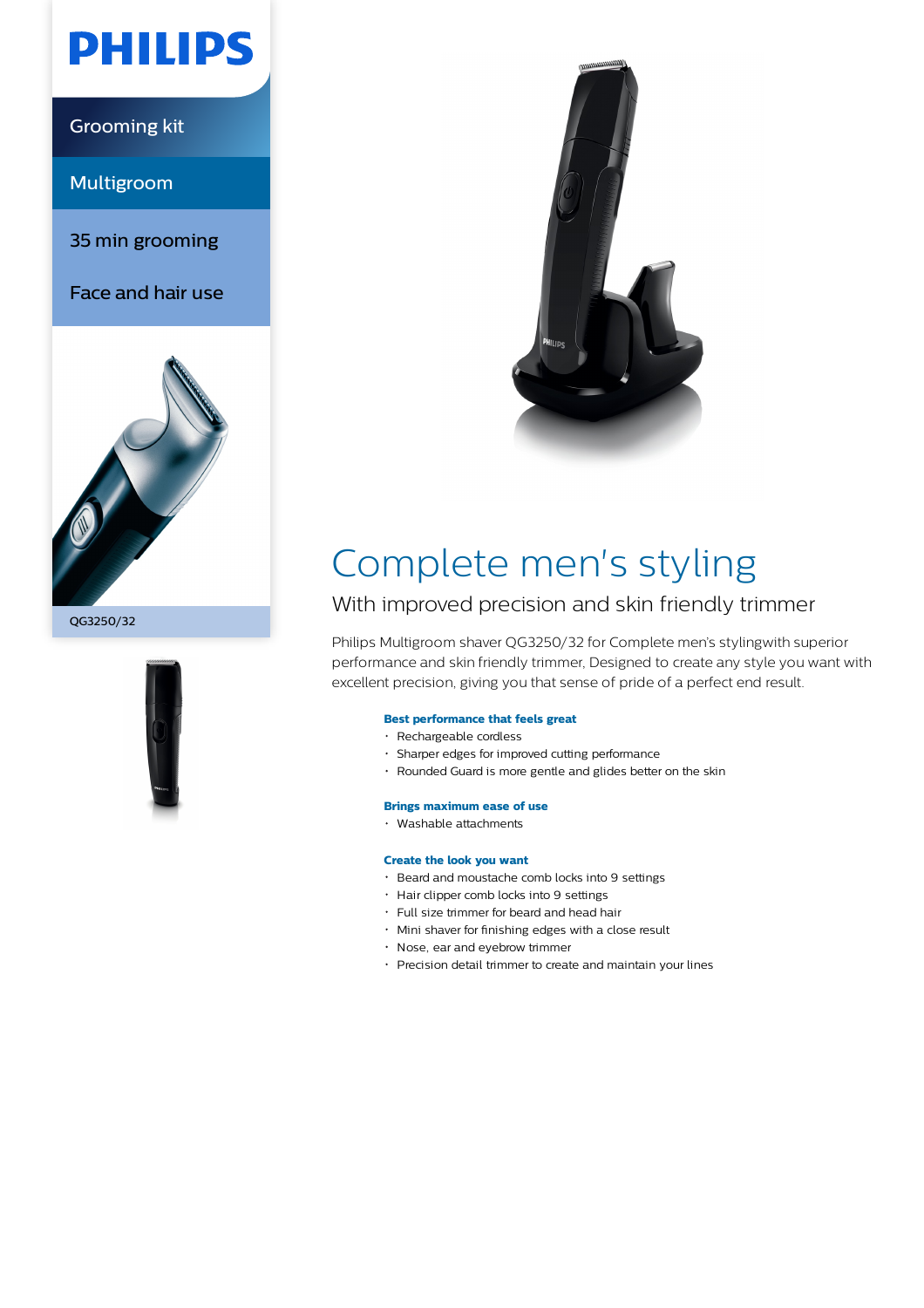PHILIPS

Grooming kit

Multigroom

35 min grooming

Face and hair use

QG3250/32

# Complete men's styling

## With improved precision and skin friendly trimmer

Philips Multigroom shaver QG3250/32 for Complete men's stylingwith superior performance and skin friendly trimmer, Designed to create any style you want with excellent precision, giving you that sense of pride of a perfect end result.

### Best performance that feels great

- Rechargeable cordless
- Sharper edges for improved cutting performance
- Rounded Guard is more gentle and glides better on the skin

### Brings maximum ease of use

- Washable attachments

### Create the look you want

- Beard and moustache comb locks into 9 settings
- Hair clipper comb locks into 9 settings
- Full size trimmer for beard and head hair
- Mini shaver for finishing edges with a close result
- Nose, ear and eyebrow trimmer
- Precision detail trimmer to create and maintain your lines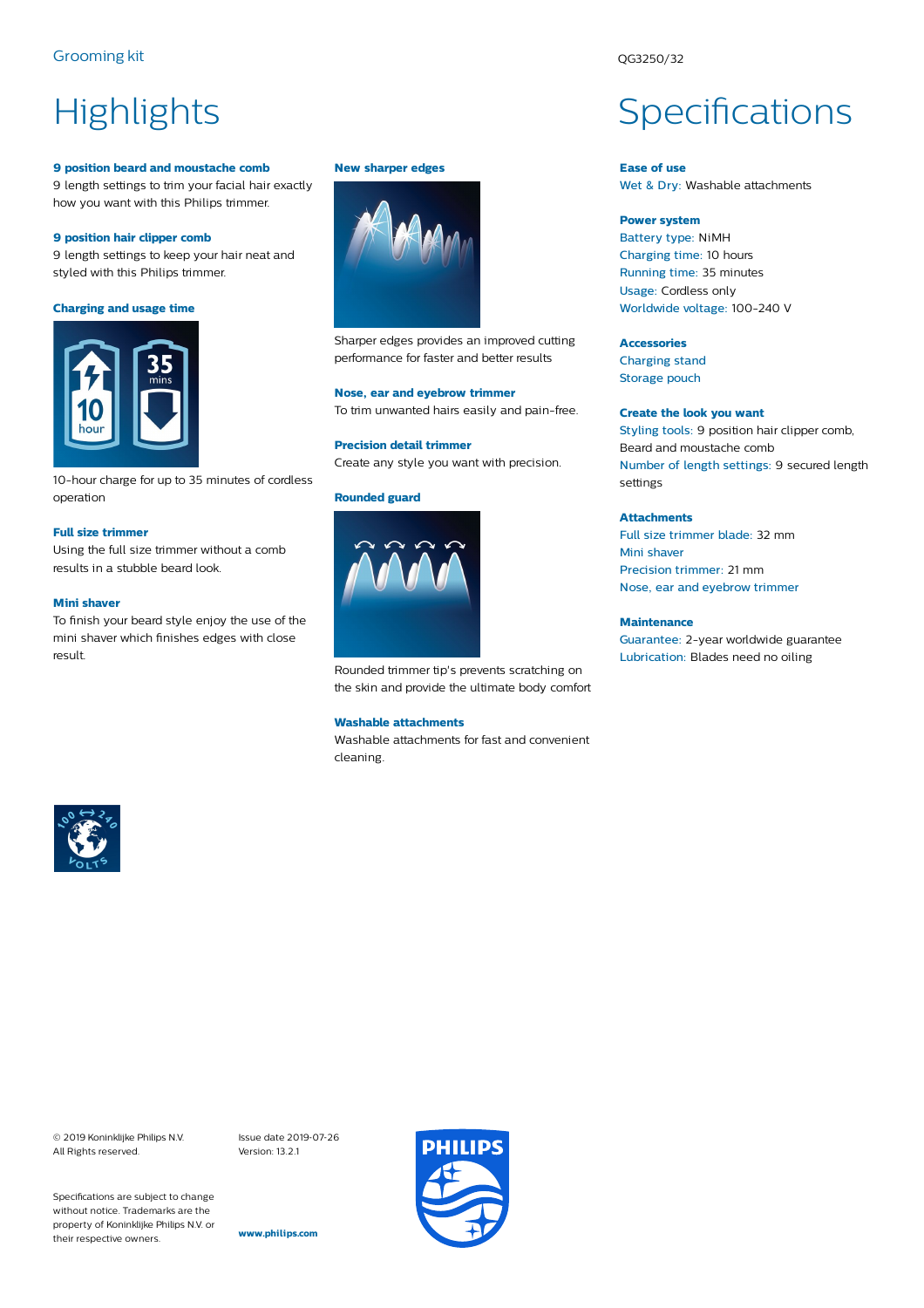Grooming kit

QG3250/32

# Highlights

### 9 position beard and moustache comb

9 length settings to trim your facial hair exactly how you want with this Philips trimmer.

### 9 position hair clipper comb

9 length settings to keep your hair neat and styled with this Philips trimmer.

### Charging and usage time

35
mins

10
hour

10-hour charge for up to 35 minutes of cordless operation

### Full size trimmer

Using the full size trimmer without a comb results in a stubble beard look.

### Mini shaver

To finish your beard style enjoy the use of the mini shaver which finishes edges with close result.

### New sharper edges

Sharper edges provides an improved cutting performance for faster and better results

### Nose, ear and eyebrow trimmer

To trim unwanted hairs easily and pain-free.

### Precision detail trimmer

Create any style you want with precision.

### Rounded guard

Rounded trimmer tip's prevents scratching on the skin and provide the ultimate body comfort

### Washable attachments

Washable attachments for fast and convenient cleaning.

100 240
VOLTS

# Specifications

### Ease of use

- Wet & Dry: Washable attachments

### Power system

- Battery type: NiMH
- Charging time: 10 hours
- Running time: 35 minutes
- Usage: Cordless only
- Worldwide voltage: 100-240 V

### Accessories

- Charging stand
- Storage pouch

### Create the look you want

- Styling tools: 9 position hair clipper comb, Beard and moustache comb
- Number of length settings: 9 secured length settings

### Attachments

- Full size trimmer blade: 32 mm
- Mini shaver
- Precision trimmer: 21 mm
- Nose, ear and eyebrow trimmer

### Maintenance

- Guarantee: 2-year worldwide guarantee
- Lubrication: Blades need no oiling

© 2019 Koninklijke Philips N.V.
All Rights reserved.

Specifications are subject to change without notice. Trademarks are the property of Koninklijke Philips N.V. or their respective owners.

Issue date 2019-07-26
Version: 13.2.1

www.philips.com

PHILIPS